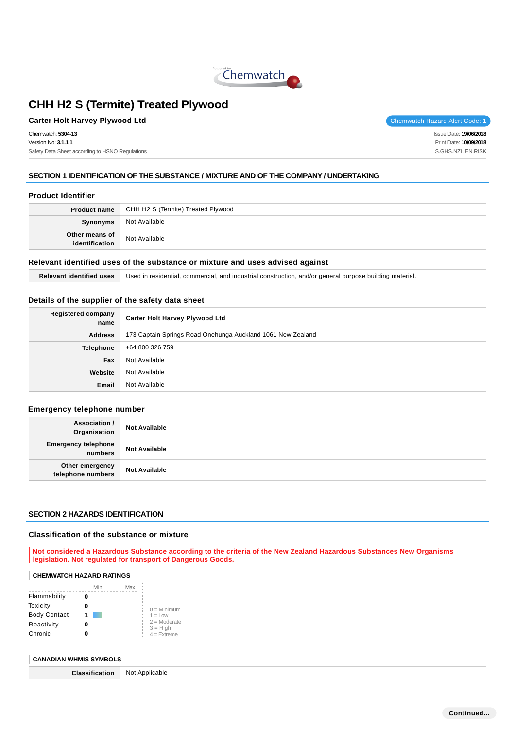# CHH H2 S (Termite) Treated Plywood

**Carter Holt Harvey Plywood Ltd**

Chemwatch Hazard Alert Code: **1**

Chemwatch: **5304-13**
Version No: **3.1.1.1**
Safety Data Sheet according to HSNO Regulations

Issue Date: **19/06/2018**
Print Date: **10/09/2018**
S.GHS.NZL.EN.RISK

## SECTION 1 IDENTIFICATION OF THE SUBSTANCE / MIXTURE AND OF THE COMPANY / UNDERTAKING

### Product Identifier

| | |
|---|---|
| **Product name** | CHH H2 S (Termite) Treated Plywood |
| **Synonyms** | Not Available |
| **Other means of identification** | Not Available |

### Relevant identified uses of the substance or mixture and uses advised against

| | |
|---|---|
| **Relevant identified uses** | Used in residential, commercial, and industrial construction, and/or general purpose building material. |

### Details of the supplier of the safety data sheet

| | |
|---|---|
| **Registered company name** | **Carter Holt Harvey Plywood Ltd** |
| **Address** | 173 Captain Springs Road Onehunga Auckland 1061 New Zealand |
| **Telephone** | +64 800 326 759 |
| **Fax** | Not Available |
| **Website** | Not Available |
| **Email** | Not Available |

### Emergency telephone number

| | |
|---|---|
| **Association / Organisation** | **Not Available** |
| **Emergency telephone numbers** | **Not Available** |
| **Other emergency telephone numbers** | **Not Available** |

## SECTION 2 HAZARDS IDENTIFICATION

### Classification of the substance or mixture

**Not considered a Hazardous Substance according to the criteria of the New Zealand Hazardous Substances New Organisms legislation. Not regulated for transport of Dangerous Goods.**

**CHEMWATCH HAZARD RATINGS**

| | | Min | Max |
|---|---|---|---|
| Flammability | 0 | | |
| Toxicity | 0 | | |
| Body Contact | 1 | | |
| Reactivity | 0 | | |
| Chronic | 0 | | |

0 = Minimum
1 = Low
2 = Moderate
3 = High
4 = Extreme

**CANADIAN WHMIS SYMBOLS**

| | |
|---|---|
| **Classification** | Not Applicable |

Continued...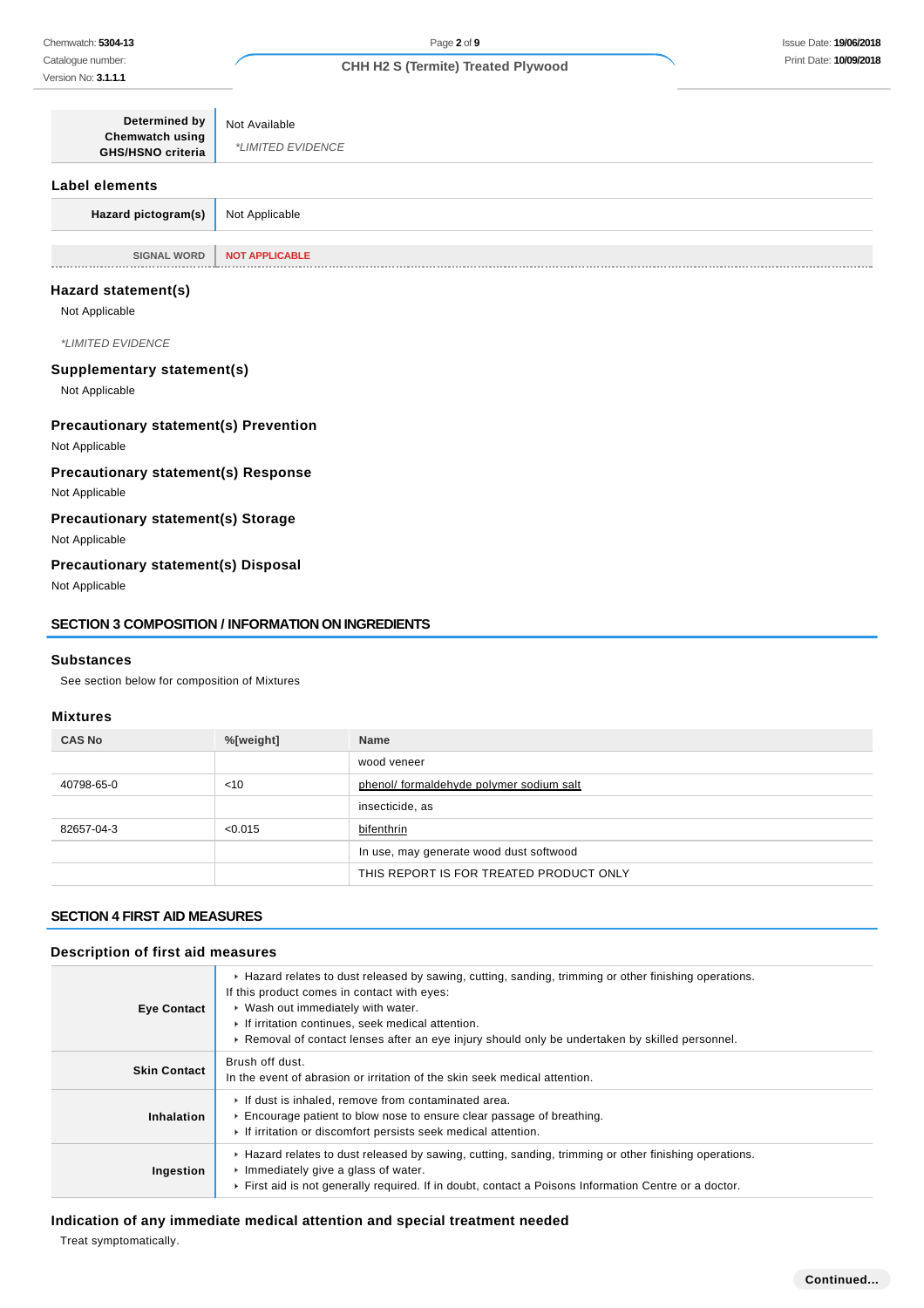| Determined by Chemwatch using GHS/HSNO criteria | Not Available<br>*LIMITED EVIDENCE |
|---|---|

## Label elements

| Hazard pictogram(s) | Not Applicable |
|---|---|

| SIGNAL WORD | NOT APPLICABLE |
|---|---|

## Hazard statement(s)

Not Applicable

*LIMITED EVIDENCE

## Supplementary statement(s)

Not Applicable

## Precautionary statement(s) Prevention

Not Applicable

## Precautionary statement(s) Response

Not Applicable

## Precautionary statement(s) Storage

Not Applicable

## Precautionary statement(s) Disposal

Not Applicable

# SECTION 3 COMPOSITION / INFORMATION ON INGREDIENTS

## Substances

See section below for composition of Mixtures

## Mixtures

| CAS No | %[weight] | Name |
|---|---|---|
| | | wood veneer |
| 40798-65-0 | <10 | phenol/ formaldehyde polymer sodium salt |
| | | insecticide, as |
| 82657-04-3 | <0.015 | bifenthrin |
| | | In use, may generate wood dust softwood |
| | | THIS REPORT IS FOR TREATED PRODUCT ONLY |

# SECTION 4 FIRST AID MEASURES

## Description of first aid measures

| | |
|---|---|
| **Eye Contact** | ▸ Hazard relates to dust released by sawing, cutting, sanding, trimming or other finishing operations.<br>If this product comes in contact with eyes:<br>▸ Wash out immediately with water.<br>▸ If irritation continues, seek medical attention.<br>▸ Removal of contact lenses after an eye injury should only be undertaken by skilled personnel. |
| **Skin Contact** | Brush off dust.<br>In the event of abrasion or irritation of the skin seek medical attention. |
| **Inhalation** | ▸ If dust is inhaled, remove from contaminated area.<br>▸ Encourage patient to blow nose to ensure clear passage of breathing.<br>▸ If irritation or discomfort persists seek medical attention. |
| **Ingestion** | ▸ Hazard relates to dust released by sawing, cutting, sanding, trimming or other finishing operations.<br>▸ Immediately give a glass of water.<br>▸ First aid is not generally required. If in doubt, contact a Poisons Information Centre or a doctor. |

## Indication of any immediate medical attention and special treatment needed

Treat symptomatically.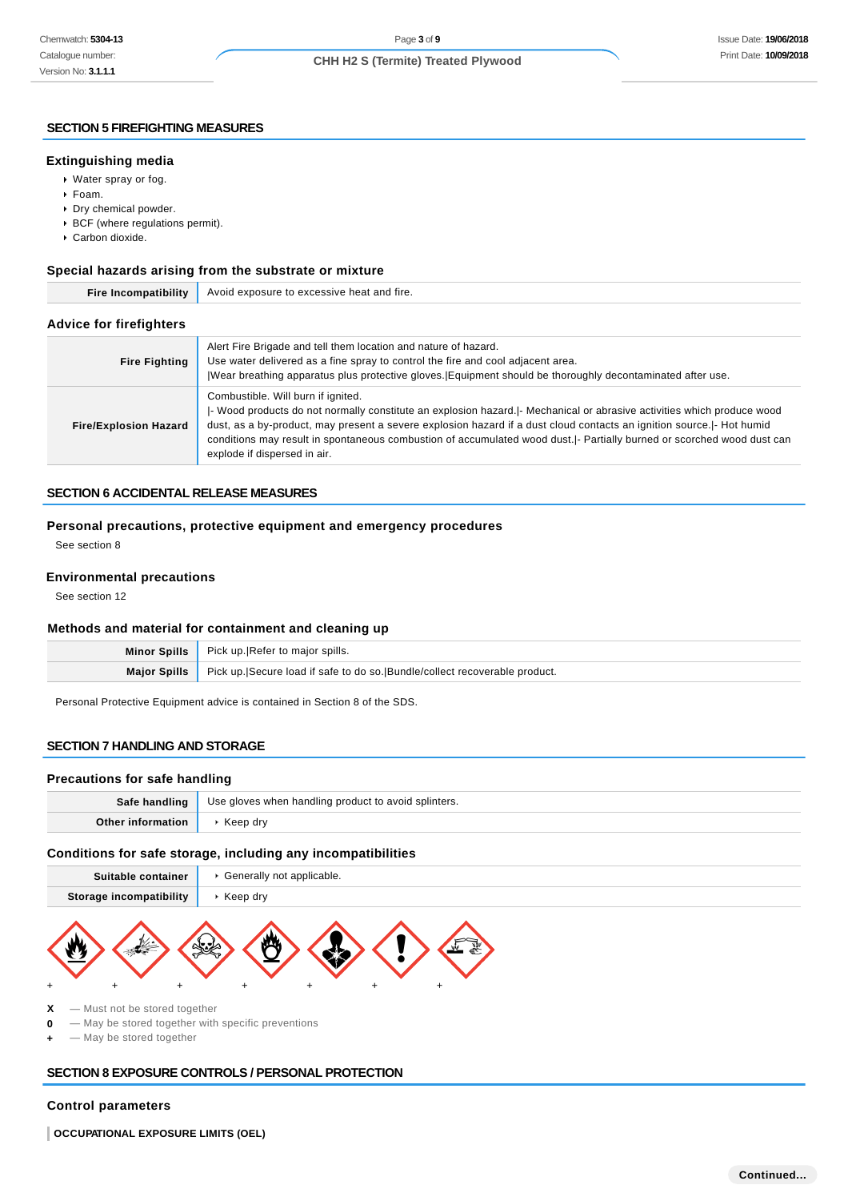## SECTION 5 FIREFIGHTING MEASURES

### Extinguishing media

- Water spray or fog.
- Foam.
- Dry chemical powder.
- BCF (where regulations permit).
- Carbon dioxide.

### Special hazards arising from the substrate or mixture

| | |
|---|---|
| **Fire Incompatibility** | Avoid exposure to excessive heat and fire. |

### Advice for firefighters

| | |
|---|---|
| **Fire Fighting** | Alert Fire Brigade and tell them location and nature of hazard.<br>Use water delivered as a fine spray to control the fire and cool adjacent area.<br>\|Wear breathing apparatus plus protective gloves.\|Equipment should be thoroughly decontaminated after use. |
| **Fire/Explosion Hazard** | Combustible. Will burn if ignited.<br>\|- Wood products do not normally constitute an explosion hazard.\|- Mechanical or abrasive activities which produce wood dust, as a by-product, may present a severe explosion hazard if a dust cloud contacts an ignition source.\|- Hot humid conditions may result in spontaneous combustion of accumulated wood dust.\|- Partially burned or scorched wood dust can explode if dispersed in air. |

## SECTION 6 ACCIDENTAL RELEASE MEASURES

### Personal precautions, protective equipment and emergency procedures

See section 8

### Environmental precautions

See section 12

### Methods and material for containment and cleaning up

| | |
|---|---|
| **Minor Spills** | Pick up.\|Refer to major spills. |
| **Major Spills** | Pick up.\|Secure load if safe to do so.\|Bundle/collect recoverable product. |

Personal Protective Equipment advice is contained in Section 8 of the SDS.

## SECTION 7 HANDLING AND STORAGE

### Precautions for safe handling

| | |
|---|---|
| **Safe handling** | Use gloves when handling product to avoid splinters. |
| **Other information** | - Keep dry |

### Conditions for safe storage, including any incompatibilities

| | |
|---|---|
| **Suitable container** | - Generally not applicable. |
| **Storage incompatibility** | - Keep dry |

| | | | | | | |
|---|---|---|---|---|---|---|
| + | + | + | + | + | + | + |

**X** — Must not be stored together
**0** — May be stored together with specific preventions
**+** — May be stored together

## SECTION 8 EXPOSURE CONTROLS / PERSONAL PROTECTION

### Control parameters

**OCCUPATIONAL EXPOSURE LIMITS (OEL)**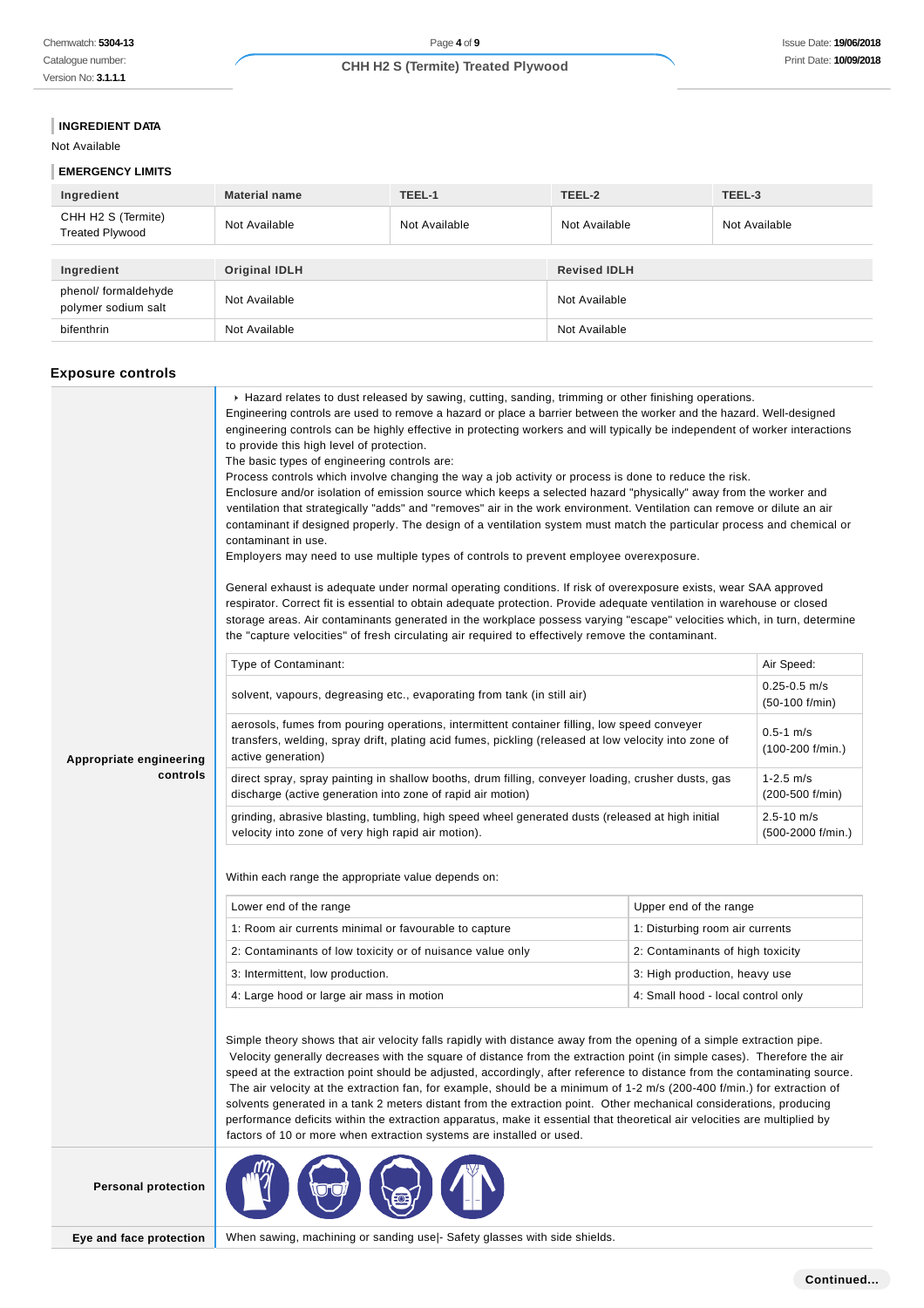### INGREDIENT DATA

Not Available

### EMERGENCY LIMITS

| Ingredient | Material name | TEEL-1 | TEEL-2 | TEEL-3 |
|---|---|---|---|---|
| CHH H2 S (Termite) Treated Plywood | Not Available | Not Available | Not Available | Not Available |

| Ingredient | Original IDLH | Revised IDLH |
|---|---|---|
| phenol/ formaldehyde polymer sodium salt | Not Available | Not Available |
| bifenthrin | Not Available | Not Available |

## Exposure controls

**Appropriate engineering controls**

- Hazard relates to dust released by sawing, cutting, sanding, trimming or other finishing operations.

Engineering controls are used to remove a hazard or place a barrier between the worker and the hazard. Well-designed engineering controls can be highly effective in protecting workers and will typically be independent of worker interactions to provide this high level of protection.
The basic types of engineering controls are:
Process controls which involve changing the way a job activity or process is done to reduce the risk.
Enclosure and/or isolation of emission source which keeps a selected hazard "physically" away from the worker and ventilation that strategically "adds" and "removes" air in the work environment. Ventilation can remove or dilute an air contaminant if designed properly. The design of a ventilation system must match the particular process and chemical or contaminant in use.
Employers may need to use multiple types of controls to prevent employee overexposure.

General exhaust is adequate under normal operating conditions. If risk of overexposure exists, wear SAA approved respirator. Correct fit is essential to obtain adequate protection. Provide adequate ventilation in warehouse or closed storage areas. Air contaminants generated in the workplace possess varying "escape" velocities which, in turn, determine the "capture velocities" of fresh circulating air required to effectively remove the contaminant.

| Type of Contaminant: | Air Speed: |
|---|---|
| solvent, vapours, degreasing etc., evaporating from tank (in still air) | 0.25-0.5 m/s (50-100 f/min) |
| aerosols, fumes from pouring operations, intermittent container filling, low speed conveyer transfers, welding, spray drift, plating acid fumes, pickling (released at low velocity into zone of active generation) | 0.5-1 m/s (100-200 f/min.) |
| direct spray, spray painting in shallow booths, drum filling, conveyer loading, crusher dusts, gas discharge (active generation into zone of rapid air motion) | 1-2.5 m/s (200-500 f/min) |
| grinding, abrasive blasting, tumbling, high speed wheel generated dusts (released at high initial velocity into zone of very high rapid air motion). | 2.5-10 m/s (500-2000 f/min.) |

Within each range the appropriate value depends on:

| Lower end of the range | Upper end of the range |
|---|---|
| 1: Room air currents minimal or favourable to capture | 1: Disturbing room air currents |
| 2: Contaminants of low toxicity or of nuisance value only | 2: Contaminants of high toxicity |
| 3: Intermittent, low production. | 3: High production, heavy use |
| 4: Large hood or large air mass in motion | 4: Small hood - local control only |

Simple theory shows that air velocity falls rapidly with distance away from the opening of a simple extraction pipe. Velocity generally decreases with the square of distance from the extraction point (in simple cases). Therefore the air speed at the extraction point should be adjusted, accordingly, after reference to distance from the contaminating source. The air velocity at the extraction fan, for example, should be a minimum of 1-2 m/s (200-400 f/min.) for extraction of solvents generated in a tank 2 meters distant from the extraction point. Other mechanical considerations, producing performance deficits within the extraction apparatus, make it essential that theoretical air velocities are multiplied by factors of 10 or more when extraction systems are installed or used.

**Personal protection**

**Eye and face protection**

When sawing, machining or sanding use|- Safety glasses with side shields.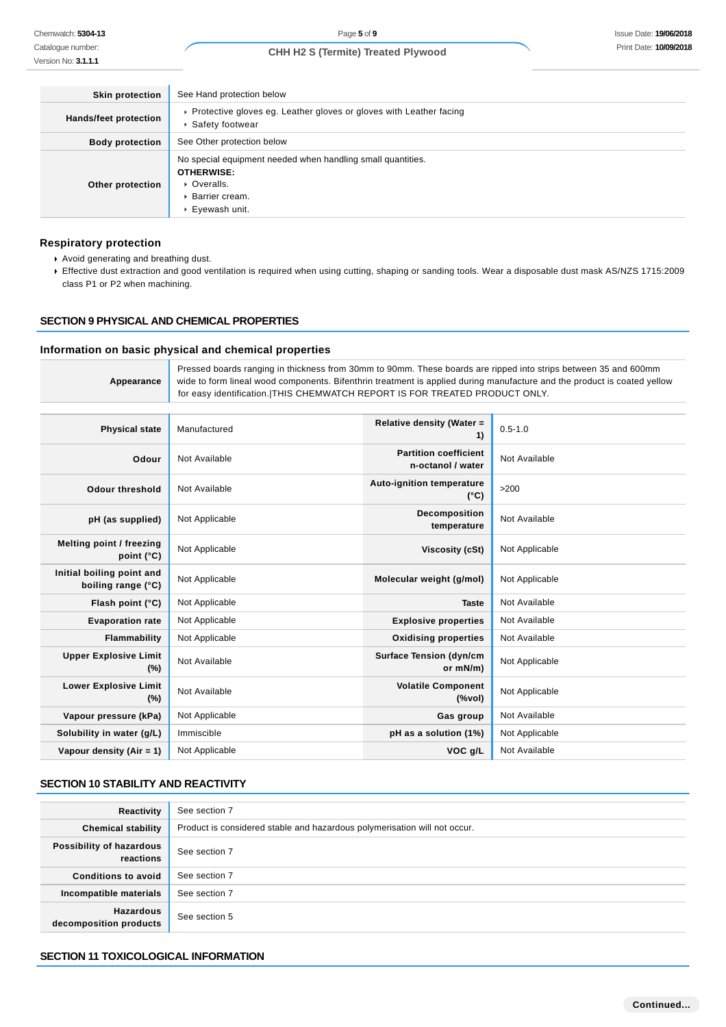| | |
|---|---|
| **Skin protection** | See Hand protection below |
| **Hands/feet protection** | ▸ Protective gloves eg. Leather gloves or gloves with Leather facing<br>▸ Safety footwear |
| **Body protection** | See Other protection below |
| **Other protection** | No special equipment needed when handling small quantities.<br>**OTHERWISE:**<br>▸ Overalls.<br>▸ Barrier cream.<br>▸ Eyewash unit. |

### Respiratory protection

- Avoid generating and breathing dust.
- Effective dust extraction and good ventilation is required when using cutting, shaping or sanding tools. Wear a disposable dust mask AS/NZS 1715:2009 class P1 or P2 when machining.

## SECTION 9 PHYSICAL AND CHEMICAL PROPERTIES

### Information on basic physical and chemical properties

| | |
|---|---|
| **Appearance** | Pressed boards ranging in thickness from 30mm to 90mm. These boards are ripped into strips between 35 and 600mm wide to form lineal wood components. Bifenthrin treatment is applied during manufacture and the product is coated yellow for easy identification.\|THIS CHEMWATCH REPORT IS FOR TREATED PRODUCT ONLY. |

| | | | |
|---|---|---|---|
| **Physical state** | Manufactured | **Relative density (Water = 1)** | 0.5-1.0 |
| **Odour** | Not Available | **Partition coefficient n-octanol / water** | Not Available |
| **Odour threshold** | Not Available | **Auto-ignition temperature (°C)** | >200 |
| **pH (as supplied)** | Not Applicable | **Decomposition temperature** | Not Available |
| **Melting point / freezing point (°C)** | Not Applicable | **Viscosity (cSt)** | Not Applicable |
| **Initial boiling point and boiling range (°C)** | Not Applicable | **Molecular weight (g/mol)** | Not Applicable |
| **Flash point (°C)** | Not Applicable | **Taste** | Not Available |
| **Evaporation rate** | Not Applicable | **Explosive properties** | Not Available |
| **Flammability** | Not Applicable | **Oxidising properties** | Not Available |
| **Upper Explosive Limit (%)** | Not Available | **Surface Tension (dyn/cm or mN/m)** | Not Applicable |
| **Lower Explosive Limit (%)** | Not Available | **Volatile Component (%vol)** | Not Applicable |
| **Vapour pressure (kPa)** | Not Applicable | **Gas group** | Not Available |
| **Solubility in water (g/L)** | Immiscible | **pH as a solution (1%)** | Not Applicable |
| **Vapour density (Air = 1)** | Not Applicable | **VOC g/L** | Not Available |

## SECTION 10 STABILITY AND REACTIVITY

| | |
|---|---|
| **Reactivity** | See section 7 |
| **Chemical stability** | Product is considered stable and hazardous polymerisation will not occur. |
| **Possibility of hazardous reactions** | See section 7 |
| **Conditions to avoid** | See section 7 |
| **Incompatible materials** | See section 7 |
| **Hazardous decomposition products** | See section 5 |

## SECTION 11 TOXICOLOGICAL INFORMATION

**Continued...**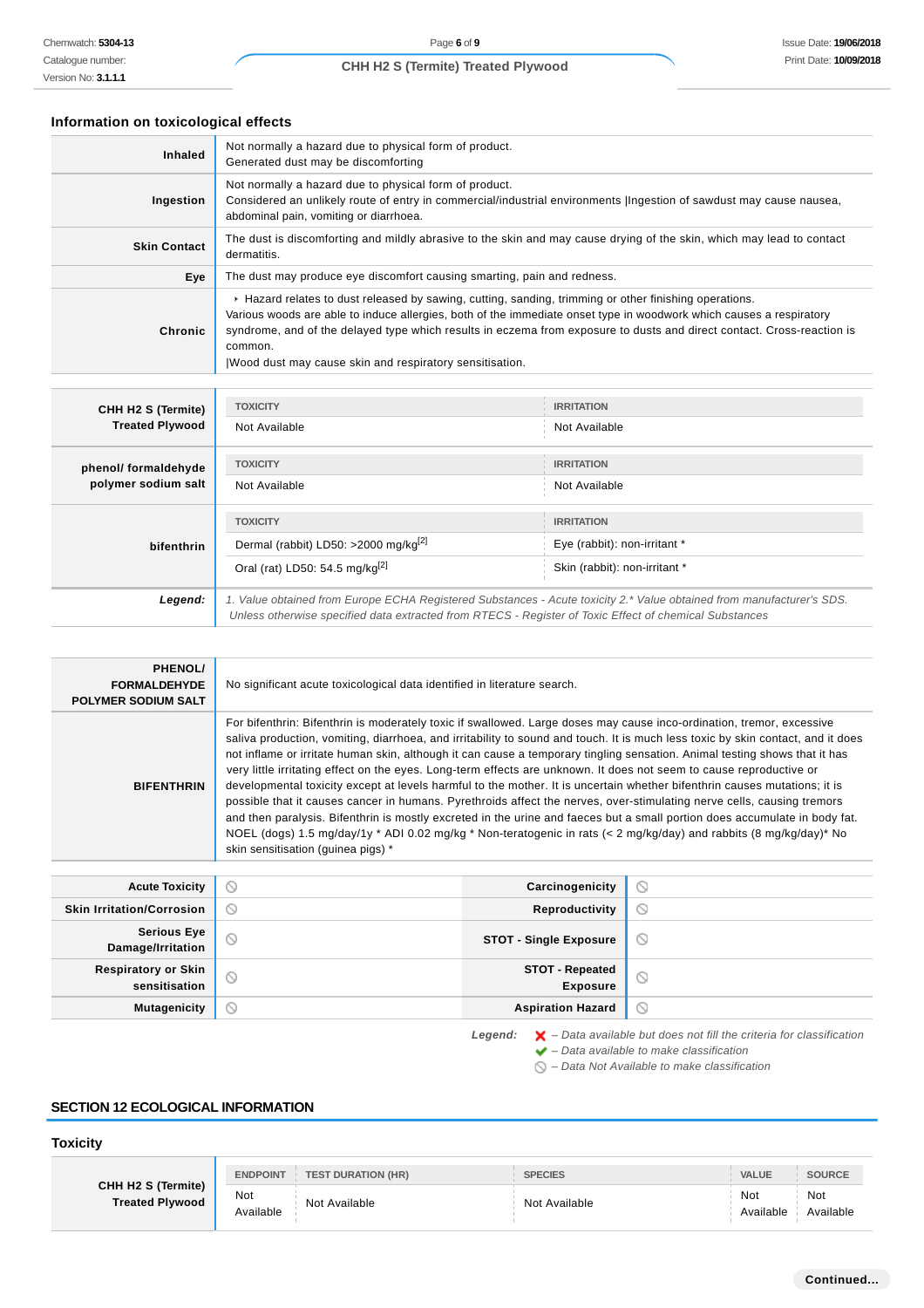### Information on toxicological effects

| | |
|---|---|
| **Inhaled** | Not normally a hazard due to physical form of product.<br>Generated dust may be discomforting |
| **Ingestion** | Not normally a hazard due to physical form of product.<br>Considered an unlikely route of entry in commercial/industrial environments \|Ingestion of sawdust may cause nausea, abdominal pain, vomiting or diarrhoea. |
| **Skin Contact** | The dust is discomforting and mildly abrasive to the skin and may cause drying of the skin, which may lead to contact dermatitis. |
| **Eye** | The dust may produce eye discomfort causing smarting, pain and redness. |
| **Chronic** | ‣ Hazard relates to dust released by sawing, cutting, sanding, trimming or other finishing operations.<br>Various woods are able to induce allergies, both of the immediate onset type in woodwork which causes a respiratory syndrome, and of the delayed type which results in eczema from exposure to dusts and direct contact. Cross-reaction is common.<br>\|Wood dust may cause skin and respiratory sensitisation. |

| | TOXICITY | IRRITATION |
|---|---|---|
| **CHH H2 S (Termite) Treated Plywood** | Not Available | Not Available |
| **phenol/ formaldehyde polymer sodium salt** | Not Available | Not Available |
| **bifenthrin** | Dermal (rabbit) LD50: >2000 mg/kg[2] | Eye (rabbit): non-irritant * |
| | Oral (rat) LD50: 54.5 mg/kg[2] | Skin (rabbit): non-irritant * |
| ***Legend:*** | *1. Value obtained from Europe ECHA Registered Substances - Acute toxicity 2.* Value obtained from manufacturer's SDS. Unless otherwise specified data extracted from RTECS - Register of Toxic Effect of chemical Substances* | |

| | |
|---|---|
| **PHENOL/ FORMALDEHYDE POLYMER SODIUM SALT** | No significant acute toxicological data identified in literature search. |
| **BIFENTHRIN** | For bifenthrin: Bifenthrin is moderately toxic if swallowed. Large doses may cause inco-ordination, tremor, excessive saliva production, vomiting, diarrhoea, and irritability to sound and touch. It is much less toxic by skin contact, and it does not inflame or irritate human skin, although it can cause a temporary tingling sensation. Animal testing shows that it has very little irritating effect on the eyes. Long-term effects are unknown. It does not seem to cause reproductive or developmental toxicity except at levels harmful to the mother. It is uncertain whether bifenthrin causes mutations; it is possible that it causes cancer in humans. Pyrethroids affect the nerves, over-stimulating nerve cells, causing tremors and then paralysis. Bifenthrin is mostly excreted in the urine and faeces but a small portion does accumulate in body fat. NOEL (dogs) 1.5 mg/day/1y * ADI 0.02 mg/kg * Non-teratogenic in rats (< 2 mg/kg/day) and rabbits (8 mg/kg/day)* No skin sensitisation (guinea pigs) * |

| | | | |
|---|---|---|---|
| **Acute Toxicity** | ⦸ | **Carcinogenicity** | ⦸ |
| **Skin Irritation/Corrosion** | ⦸ | **Reproductivity** | ⦸ |
| **Serious Eye Damage/Irritation** | ⦸ | **STOT - Single Exposure** | ⦸ |
| **Respiratory or Skin sensitisation** | ⦸ | **STOT - Repeated Exposure** | ⦸ |
| **Mutagenicity** | ⦸ | **Aspiration Hazard** | ⦸ |

***Legend:***
- ✘ – *Data available but does not fill the criteria for classification*
- ✔ – *Data available to make classification*
- ⦸ – *Data Not Available to make classification*

## SECTION 12 ECOLOGICAL INFORMATION

### Toxicity

| | ENDPOINT | TEST DURATION (HR) | SPECIES | VALUE | SOURCE |
|---|---|---|---|---|---|
| **CHH H2 S (Termite) Treated Plywood** | Not Available | Not Available | Not Available | Not Available | Not Available |

Continued...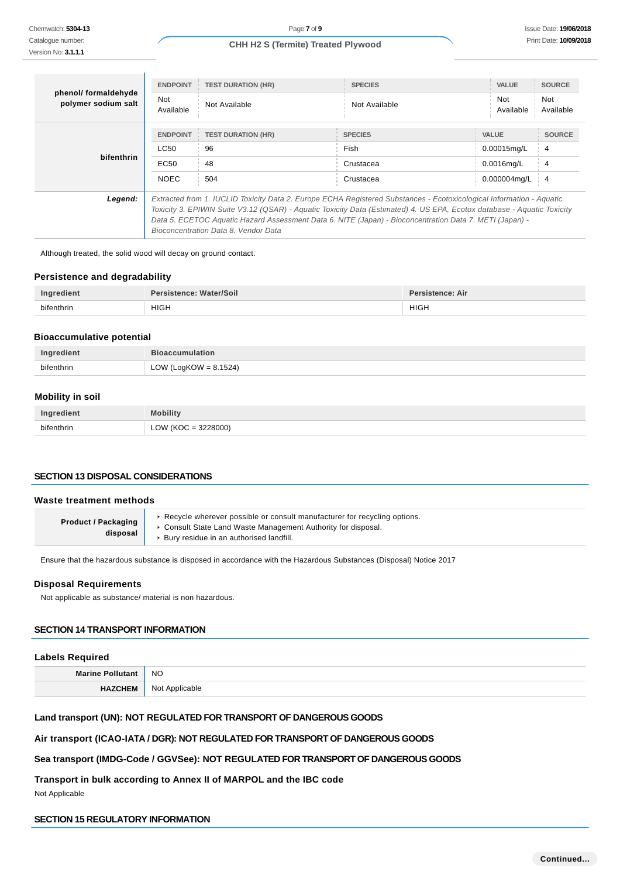| | ENDPOINT | TEST DURATION (HR) | SPECIES | VALUE | SOURCE |
|---|---|---|---|---|---|
| **phenol/ formaldehyde polymer sodium salt** | Not Available | Not Available | Not Available | Not Available | Not Available |

| | ENDPOINT | TEST DURATION (HR) | SPECIES | VALUE | SOURCE |
|---|---|---|---|---|---|
| **bifenthrin** | LC50 | 96 | Fish | 0.00015mg/L | 4 |
| | EC50 | 48 | Crustacea | 0.0016mg/L | 4 |
| | NOEC | 504 | Crustacea | 0.000004mg/L | 4 |

***Legend:*** *Extracted from 1. IUCLID Toxicity Data 2. Europe ECHA Registered Substances - Ecotoxicological Information - Aquatic Toxicity 3. EPIWIN Suite V3.12 (QSAR) - Aquatic Toxicity Data (Estimated) 4. US EPA, Ecotox database - Aquatic Toxicity Data 5. ECETOC Aquatic Hazard Assessment Data 6. NITE (Japan) - Bioconcentration Data 7. METI (Japan) - Bioconcentration Data 8. Vendor Data*

Although treated, the solid wood will decay on ground contact.

### Persistence and degradability

| Ingredient | Persistence: Water/Soil | Persistence: Air |
|---|---|---|
| bifenthrin | HIGH | HIGH |

### Bioaccumulative potential

| Ingredient | Bioaccumulation |
|---|---|
| bifenthrin | LOW (LogKOW = 8.1524) |

### Mobility in soil

| Ingredient | Mobility |
|---|---|
| bifenthrin | LOW (KOC = 3228000) |

## SECTION 13 DISPOSAL CONSIDERATIONS

### Waste treatment methods

| | |
|---|---|
| **Product / Packaging disposal** | ‣ Recycle wherever possible or consult manufacturer for recycling options.<br>‣ Consult State Land Waste Management Authority for disposal.<br>‣ Bury residue in an authorised landfill. |

Ensure that the hazardous substance is disposed in accordance with the Hazardous Substances (Disposal) Notice 2017

### Disposal Requirements

Not applicable as substance/ material is non hazardous.

## SECTION 14 TRANSPORT INFORMATION

### Labels Required

| | |
|---|---|
| **Marine Pollutant** | NO |
| **HAZCHEM** | Not Applicable |

### Land transport (UN): NOT REGULATED FOR TRANSPORT OF DANGEROUS GOODS

### Air transport (ICAO-IATA / DGR): NOT REGULATED FOR TRANSPORT OF DANGEROUS GOODS

### Sea transport (IMDG-Code / GGVSee): NOT REGULATED FOR TRANSPORT OF DANGEROUS GOODS

### Transport in bulk according to Annex II of MARPOL and the IBC code

Not Applicable

## SECTION 15 REGULATORY INFORMATION

Continued...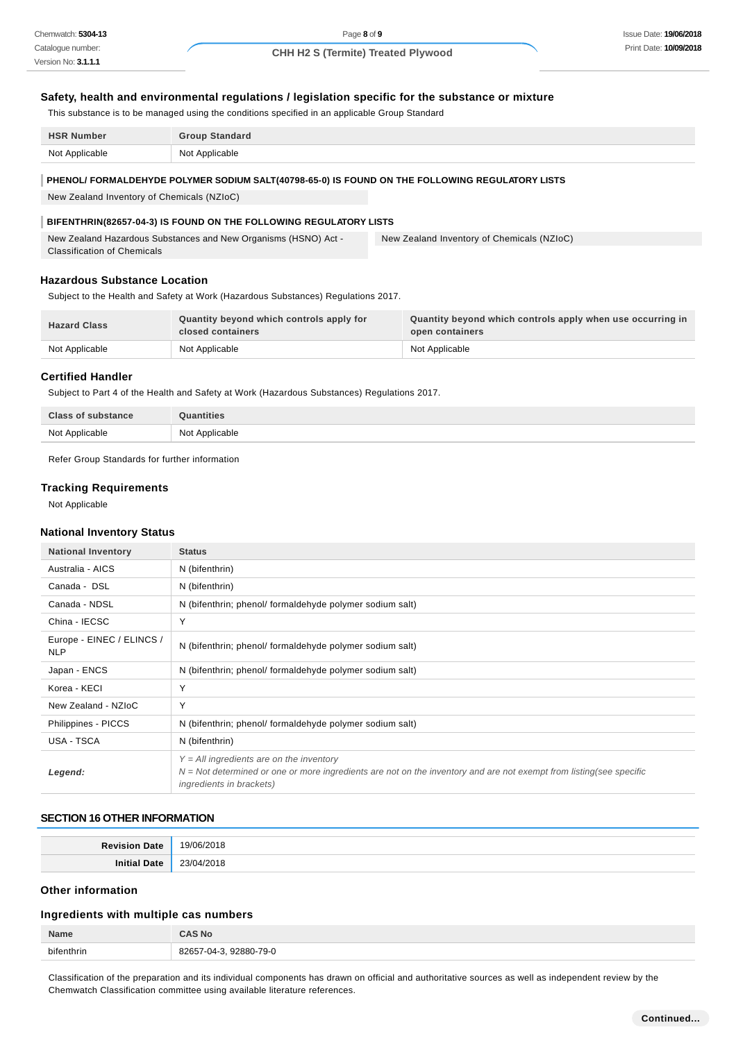### Safety, health and environmental regulations / legislation specific for the substance or mixture

This substance is to be managed using the conditions specified in an applicable Group Standard

| HSR Number | Group Standard |
|---|---|
| Not Applicable | Not Applicable |

**PHENOL/ FORMALDEHYDE POLYMER SODIUM SALT(40798-65-0) IS FOUND ON THE FOLLOWING REGULATORY LISTS**

New Zealand Inventory of Chemicals (NZIoC)

**BIFENTHRIN(82657-04-3) IS FOUND ON THE FOLLOWING REGULATORY LISTS**

| | |
|---|---|
| New Zealand Hazardous Substances and New Organisms (HSNO) Act - Classification of Chemicals | New Zealand Inventory of Chemicals (NZIoC) |

### Hazardous Substance Location

Subject to the Health and Safety at Work (Hazardous Substances) Regulations 2017.

| Hazard Class | Quantity beyond which controls apply for closed containers | Quantity beyond which controls apply when use occurring in open containers |
|---|---|---|
| Not Applicable | Not Applicable | Not Applicable |

### Certified Handler

Subject to Part 4 of the Health and Safety at Work (Hazardous Substances) Regulations 2017.

| Class of substance | Quantities |
|---|---|
| Not Applicable | Not Applicable |

Refer Group Standards for further information

### Tracking Requirements

Not Applicable

### National Inventory Status

| National Inventory | Status |
|---|---|
| Australia - AICS | N (bifenthrin) |
| Canada - DSL | N (bifenthrin) |
| Canada - NDSL | N (bifenthrin; phenol/ formaldehyde polymer sodium salt) |
| China - IECSC | Y |
| Europe - EINEC / ELINCS / NLP | N (bifenthrin; phenol/ formaldehyde polymer sodium salt) |
| Japan - ENCS | N (bifenthrin; phenol/ formaldehyde polymer sodium salt) |
| Korea - KECI | Y |
| New Zealand - NZIoC | Y |
| Philippines - PICCS | N (bifenthrin; phenol/ formaldehyde polymer sodium salt) |
| USA - TSCA | N (bifenthrin) |
| ***Legend:*** | *Y = All ingredients are on the inventory*<br>*N = Not determined or one or more ingredients are not on the inventory and are not exempt from listing(see specific ingredients in brackets)* |

## SECTION 16 OTHER INFORMATION

| | |
|---|---|
| **Revision Date** | 19/06/2018 |
| **Initial Date** | 23/04/2018 |

### Other information

### Ingredients with multiple cas numbers

| Name | CAS No |
|---|---|
| bifenthrin | 82657-04-3, 92880-79-0 |

Classification of the preparation and its individual components has drawn on official and authoritative sources as well as independent review by the Chemwatch Classification committee using available literature references.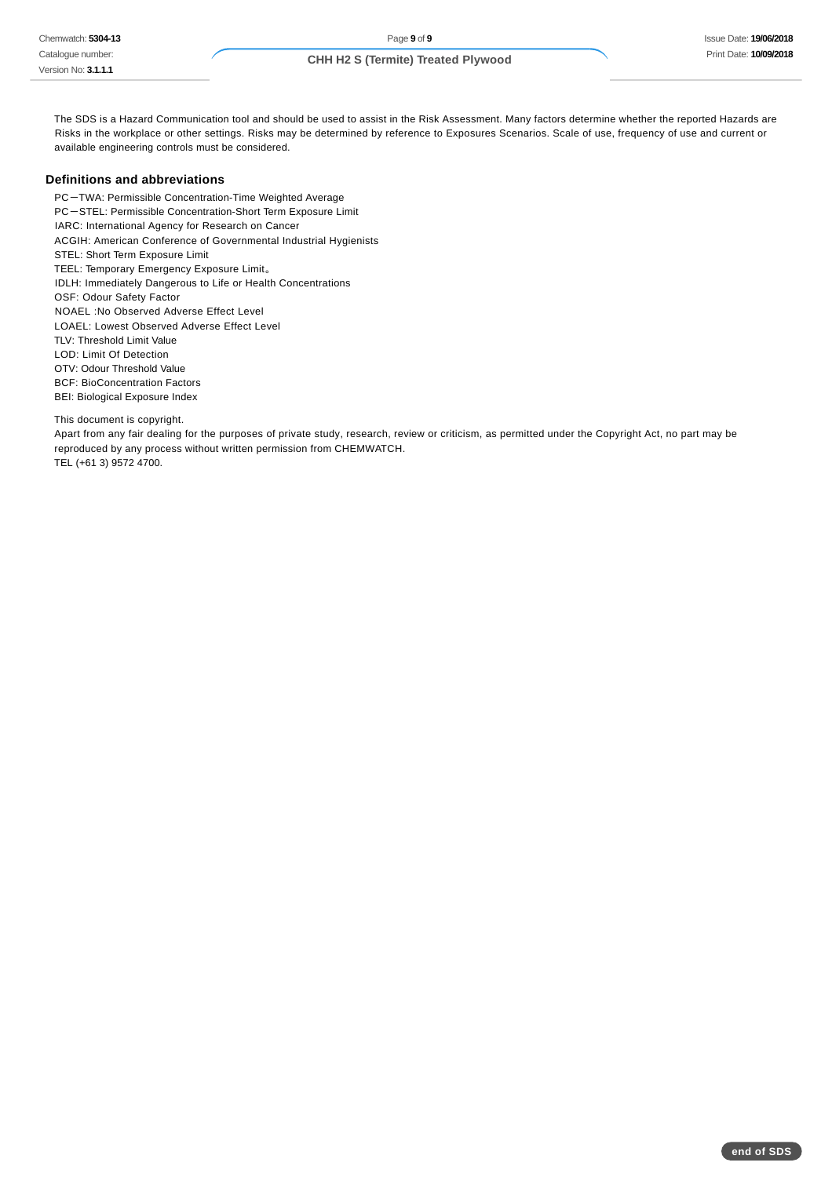The SDS is a Hazard Communication tool and should be used to assist in the Risk Assessment. Many factors determine whether the reported Hazards are Risks in the workplace or other settings. Risks may be determined by reference to Exposures Scenarios. Scale of use, frequency of use and current or available engineering controls must be considered.

### Definitions and abbreviations

PC－TWA: Permissible Concentration-Time Weighted Average
PC－STEL: Permissible Concentration-Short Term Exposure Limit
IARC: International Agency for Research on Cancer
ACGIH: American Conference of Governmental Industrial Hygienists
STEL: Short Term Exposure Limit
TEEL: Temporary Emergency Exposure Limit。
IDLH: Immediately Dangerous to Life or Health Concentrations
OSF: Odour Safety Factor
NOAEL :No Observed Adverse Effect Level
LOAEL: Lowest Observed Adverse Effect Level
TLV: Threshold Limit Value
LOD: Limit Of Detection
OTV: Odour Threshold Value
BCF: BioConcentration Factors
BEI: Biological Exposure Index

This document is copyright.
Apart from any fair dealing for the purposes of private study, research, review or criticism, as permitted under the Copyright Act, no part may be reproduced by any process without written permission from CHEMWATCH.
TEL (+61 3) 9572 4700.

**end of SDS**